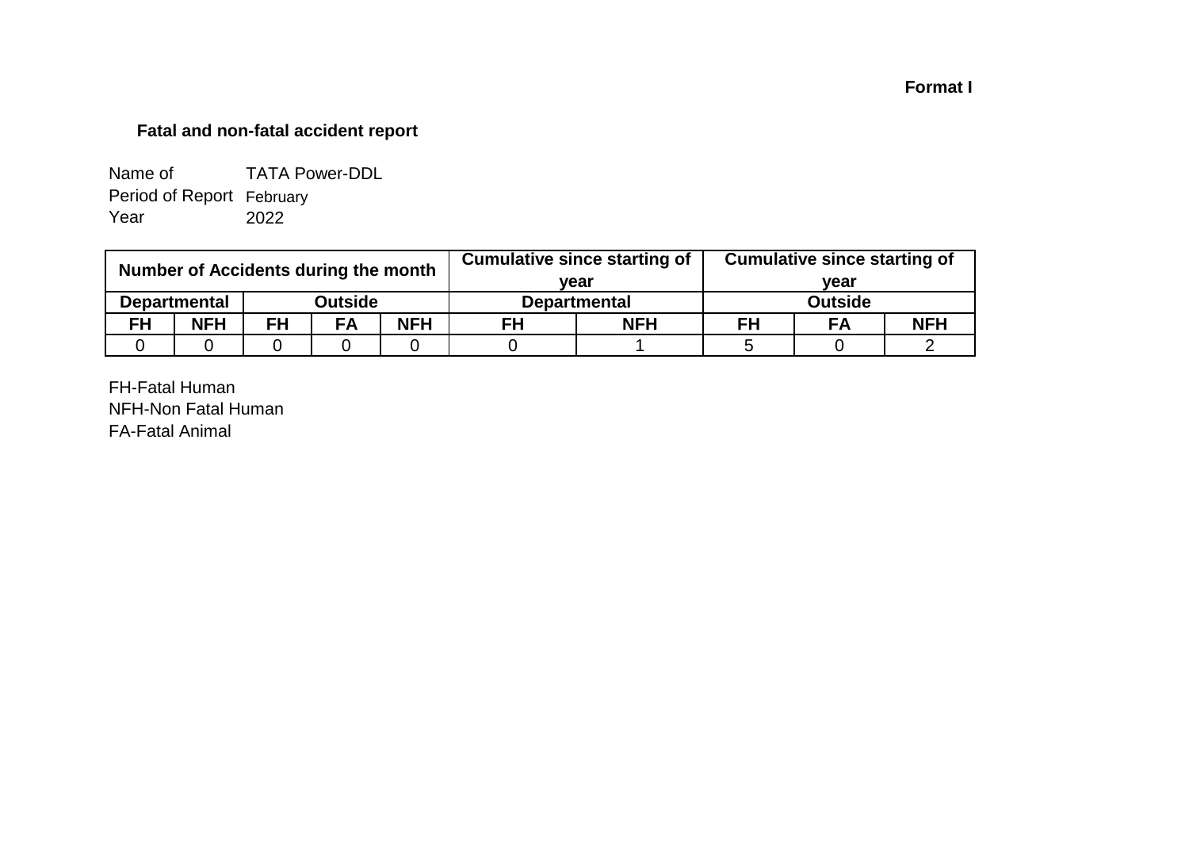**Format I**

**Fatal and non-fatal accident report**

Name of TATA Power-DDL
Period of Report February
Year 2022

| Number of Accidents during the month | | | | | Cumulative since starting of year | | Cumulative since starting of year | | |
|---|---|---|---|---|---|---|---|---|---|
| Departmental | | Outside | | | Departmental | | Outside | | |
| FH | NFH | FH | FA | NFH | FH | NFH | FH | FA | NFH |
| 0 | 0 | 0 | 0 | 0 | 0 | 1 | 5 | 0 | 2 |

FH-Fatal Human
NFH-Non Fatal Human
FA-Fatal Animal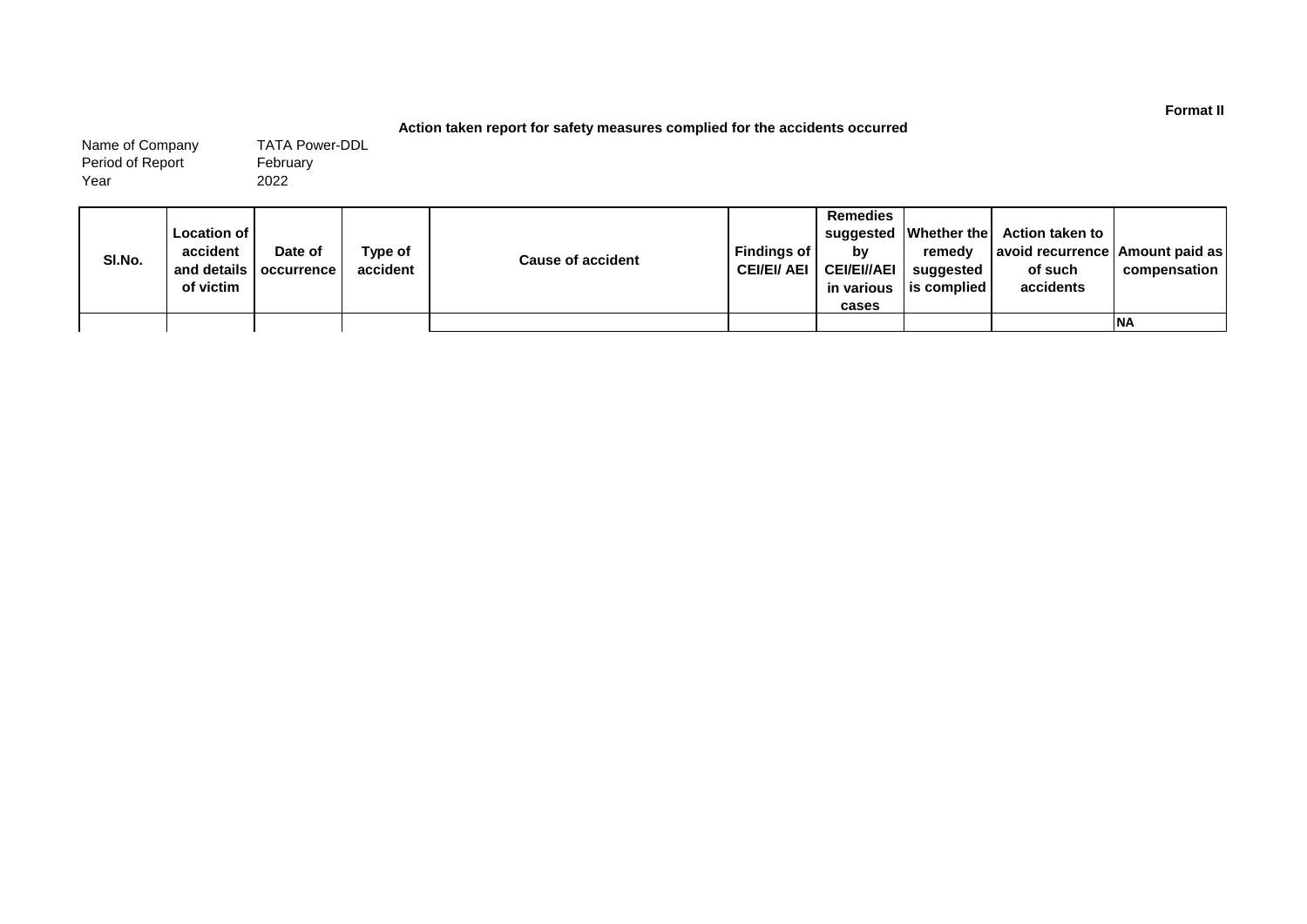**Format II**

**Action taken report for safety measures complied for the accidents occurred**

Name of Company TATA Power-DDL
Period of Report February
Year 2022

| Sl.No. | Location of accident and details of victim | Date of occurrence | Type of accident | Cause of accident | Findings of CEI/EI/ AEI | Remedies suggested by CEI/EI//AEI in various cases | Whether the remedy suggested is complied | Action taken to avoid recurrence of such accidents | Amount paid as compensation |
|---|---|---|---|---|---|---|---|---|---|
| | | | | | | | | | NA |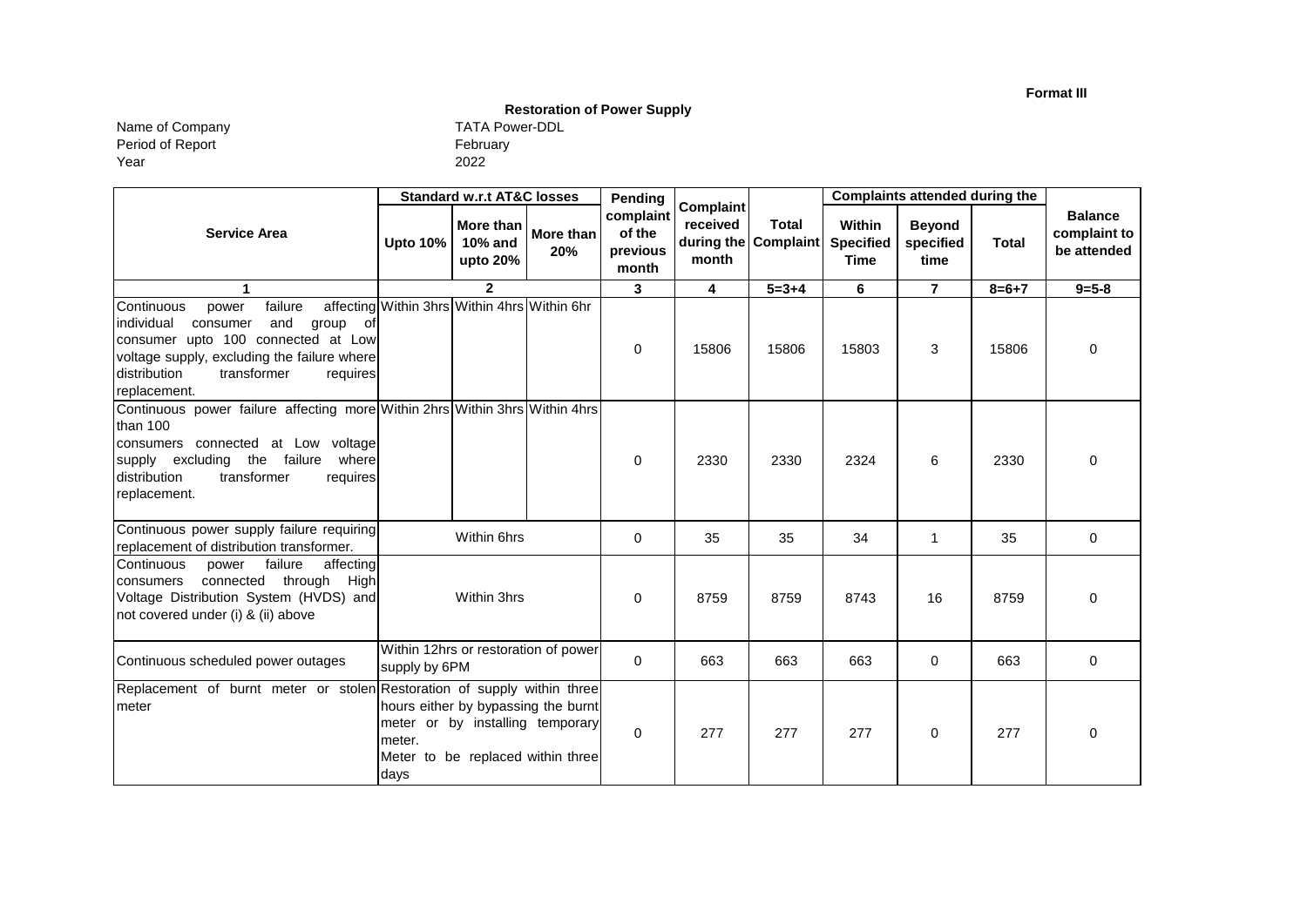**Format III**

## Restoration of Power Supply

Name of Company TATA Power-DDL
Period of Report February
Year 2022

| Service Area | Standard w.r.t AT&C losses | | | Pending complaint of the previous month | Complaint received during the month | Total Complaint | Complaints attended during the | | | Balance complaint to be attended |
|---|---|---|---|---|---|---|---|---|---|---|
| | Upto 10% | More than 10% and upto 20% | More than 20% | | | | Within Specified Time | Beyond specified time | Total | |
| 1 | 2 | | | 3 | 4 | 5=3+4 | 6 | 7 | 8=6+7 | 9=5-8 |
| Continuous power failure affecting individual consumer and group of consumer upto 100 connected at Low voltage supply, excluding the failure where distribution transformer requires replacement. | Within 3hrs | Within 4hrs | Within 6hr | 0 | 15806 | 15806 | 15803 | 3 | 15806 | 0 |
| Continuous power failure affecting more than 100 consumers connected at Low voltage supply excluding the failure where distribution transformer requires replacement. | Within 2hrs | Within 3hrs | Within 4hrs | 0 | 2330 | 2330 | 2324 | 6 | 2330 | 0 |
| Continuous power supply failure requiring replacement of distribution transformer. | Within 6hrs | | | 0 | 35 | 35 | 34 | 1 | 35 | 0 |
| Continuous power failure affecting consumers connected through High Voltage Distribution System (HVDS) and not covered under (i) & (ii) above | Within 3hrs | | | 0 | 8759 | 8759 | 8743 | 16 | 8759 | 0 |
| Continuous scheduled power outages | Within 12hrs or restoration of power supply by 6PM | | | 0 | 663 | 663 | 663 | 0 | 663 | 0 |
| Replacement of burnt meter or stolen meter | Restoration of supply within three hours either by bypassing the burnt meter or by installing temporary meter. Meter to be replaced within three days | | | 0 | 277 | 277 | 277 | 0 | 277 | 0 |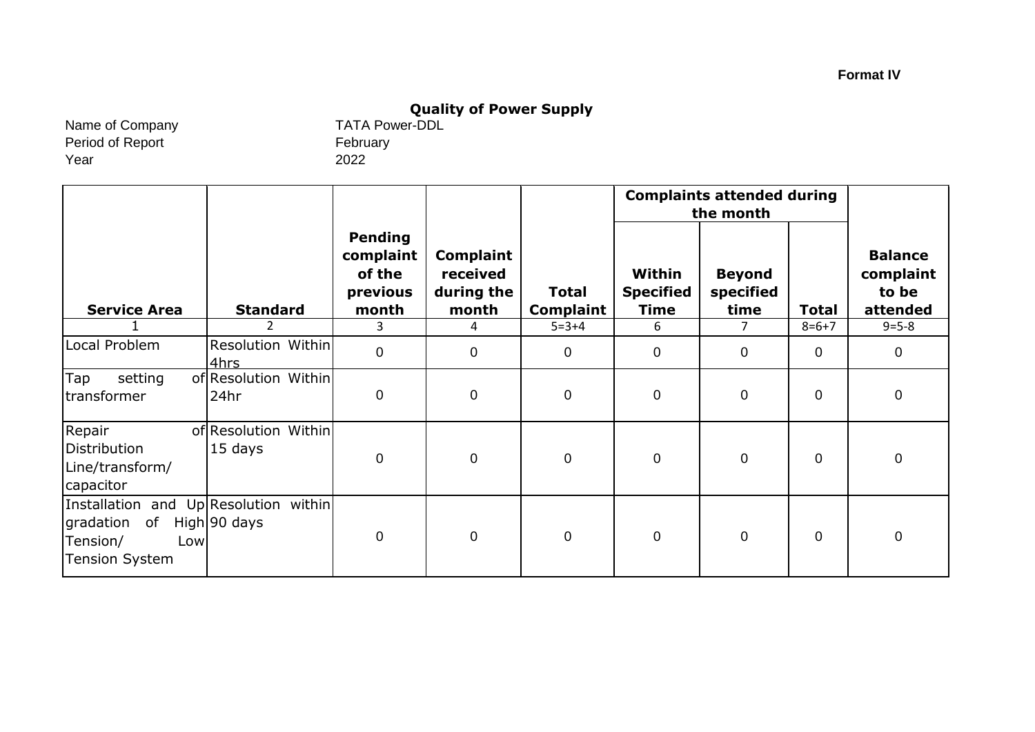**Format IV**

## Quality of Power Supply

Name of Company TATA Power-DDL
Period of Report February
Year 2022

| Service Area | Standard | Pending complaint of the previous month | Complaint received during the month | Total Complaint | Complaints attended during the month | | | Balance complaint to be attended |
|---|---|---|---|---|---|---|---|---|
| | | | | | Within Specified Time | Beyond specified time | Total | |
| 1 | 2 | 3 | 4 | 5=3+4 | 6 | 7 | 8=6+7 | 9=5-8 |
| Local Problem | Resolution Within 4hrs | 0 | 0 | 0 | 0 | 0 | 0 | 0 |
| Tap setting of transformer | Resolution Within 24hr | 0 | 0 | 0 | 0 | 0 | 0 | 0 |
| Repair of Distribution Line/transform/ capacitor | Resolution Within 15 days | 0 | 0 | 0 | 0 | 0 | 0 | 0 |
| Installation and Up gradation of High Tension/ Low Tension System | Resolution within 90 days | 0 | 0 | 0 | 0 | 0 | 0 | 0 |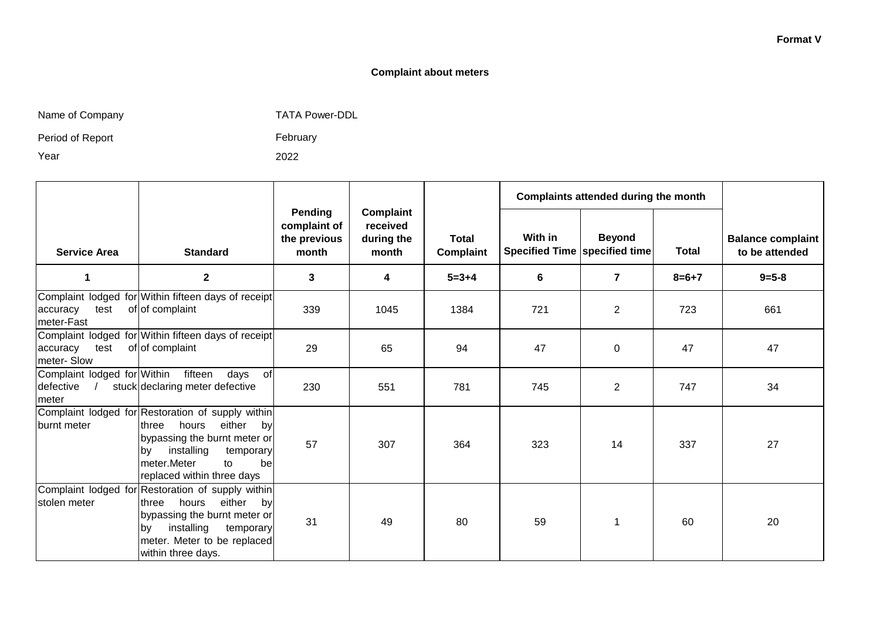**Format V**

## Complaint about meters

Name of Company TATA Power-DDL

Period of Report February

Year 2022

| Service Area | Standard | Pending complaint of the previous month | Complaint received during the month | Total Complaint | Complaints attended during the month | | | Balance complaint to be attended |
|---|---|---|---|---|---|---|---|---|
| | | | | | With in Specified Time | Beyond specified time | Total | |
| 1 | 2 | 3 | 4 | 5=3+4 | 6 | 7 | 8=6+7 | 9=5-8 |
| Complaint lodged for accuracy test of meter-Fast | Within fifteen days of receipt of complaint | 339 | 1045 | 1384 | 721 | 2 | 723 | 661 |
| Complaint lodged for accuracy test of meter- Slow | Within fifteen days of receipt of complaint | 29 | 65 | 94 | 47 | 0 | 47 | 47 |
| Complaint lodged for defective / stuck meter | Within fifteen days of declaring meter defective | 230 | 551 | 781 | 745 | 2 | 747 | 34 |
| Complaint lodged for burnt meter | Restoration of supply within three hours either by bypassing the burnt meter or by installing temporary meter.Meter to be replaced within three days | 57 | 307 | 364 | 323 | 14 | 337 | 27 |
| Complaint lodged for stolen meter | Restoration of supply within three hours either by bypassing the burnt meter or by installing temporary meter. Meter to be replaced within three days. | 31 | 49 | 80 | 59 | 1 | 60 | 20 |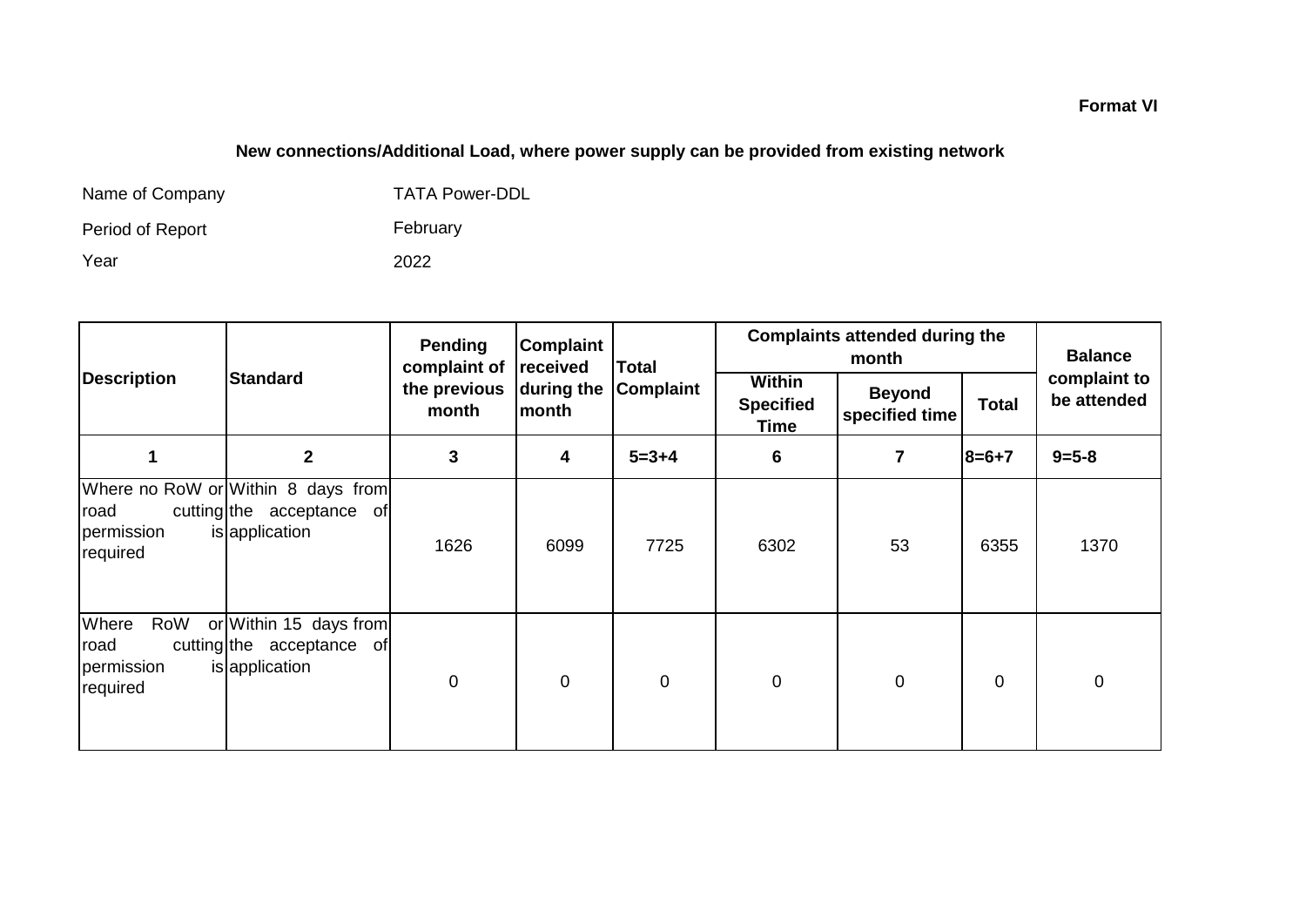**Format VI**

## New connections/Additional Load, where power supply can be provided from existing network

Name of Company TATA Power-DDL

Period of Report February

Year 2022

| Description | Standard | Pending complaint of the previous month | Complaint received during the month | Total Complaint | Complaints attended during the month | | | Balance complaint to be attended |
|---|---|---|---|---|---|---|---|---|
| | | | | | Within Specified Time | Beyond specified time | Total | |
| 1 | 2 | 3 | 4 | 5=3+4 | 6 | 7 | 8=6+7 | 9=5-8 |
| Where no RoW or road cutting permission is required | Within 8 days from the acceptance of application | 1626 | 6099 | 7725 | 6302 | 53 | 6355 | 1370 |
| Where RoW or road cutting permission is required | Within 15 days from the acceptance of application | 0 | 0 | 0 | 0 | 0 | 0 | 0 |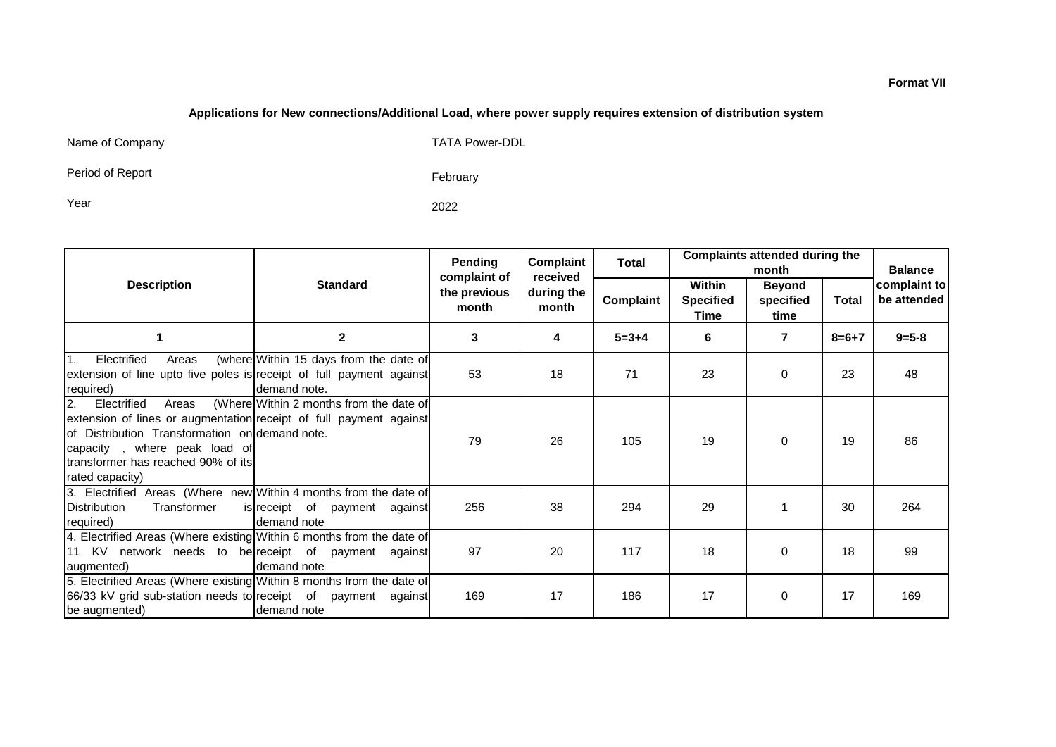**Format VII**

**Applications for New connections/Additional Load, where power supply requires extension of distribution system**

Name of Company: TATA Power-DDL

Period of Report: February

Year: 2022

| Description | Standard | Pending complaint of the previous month | Complaint received during the month | Total | Complaints attended during the month | | | Balance complaint to be attended |
|---|---|---|---|---|---|---|---|---|
| | | | | Complaint | Within Specified Time | Beyond specified time | Total | |
| 1 | 2 | 3 | 4 | 5=3+4 | 6 | 7 | 8=6+7 | 9=5-8 |
| 1. Electrified Areas (where extension of line upto five poles is required) | Within 15 days from the date of receipt of full payment against demand note. | 53 | 18 | 71 | 23 | 0 | 23 | 48 |
| 2. Electrified Areas (Where extension of lines or augmentation of Distribution Transformation on capacity , where peak load of transformer has reached 90% of its rated capacity) | Within 2 months from the date of receipt of full payment against demand note. | 79 | 26 | 105 | 19 | 0 | 19 | 86 |
| 3. Electrified Areas (Where new Distribution Transformer is required) | Within 4 months from the date of receipt of payment against demand note | 256 | 38 | 294 | 29 | 1 | 30 | 264 |
| 4. Electrified Areas (Where existing 11 KV network needs to be augmented) | Within 6 months from the date of receipt of payment against demand note | 97 | 20 | 117 | 18 | 0 | 18 | 99 |
| 5. Electrified Areas (Where existing 66/33 kV grid sub-station needs to be augmented) | Within 8 months from the date of receipt of payment against demand note | 169 | 17 | 186 | 17 | 0 | 17 | 169 |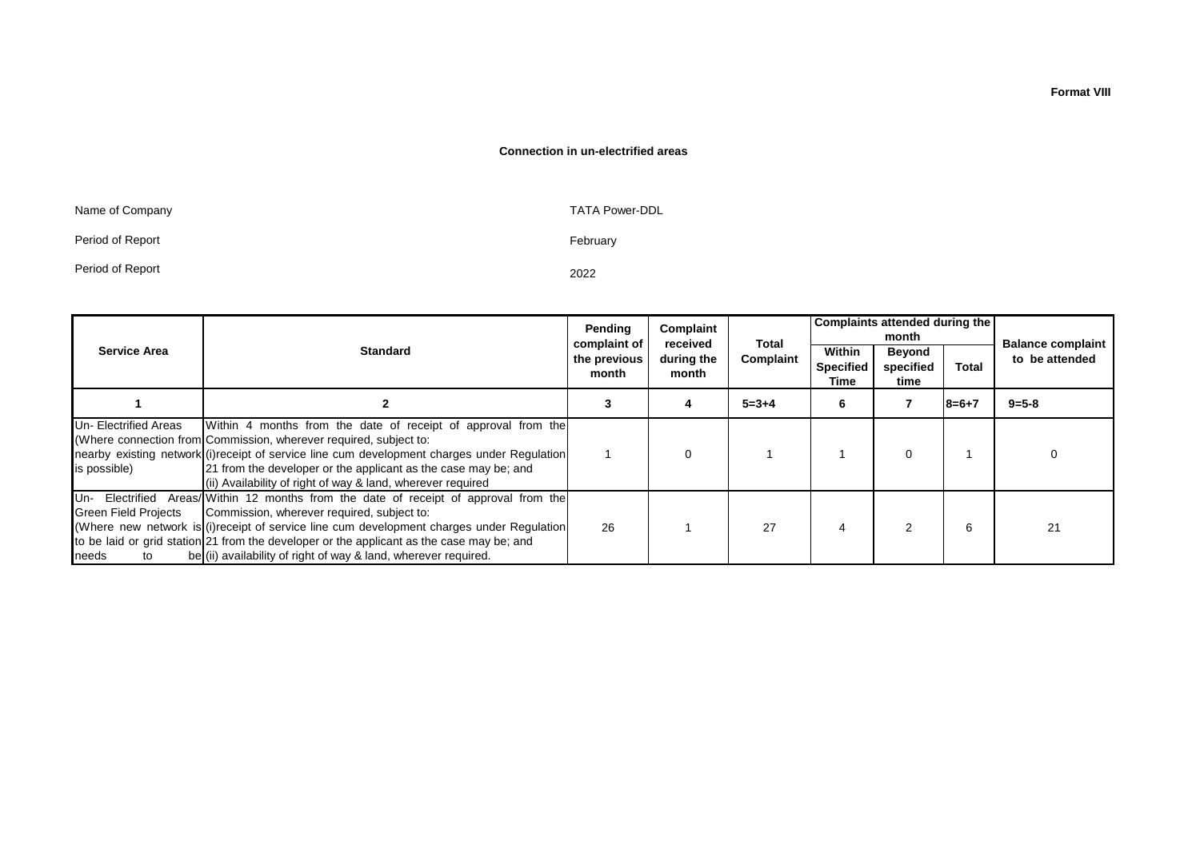**Format VIII**

**Connection in un-electrified areas**

Name of Company TATA Power-DDL

Period of Report February

Period of Report 2022

| Service Area | Standard | Pending complaint of the previous month | Complaint received during the month | Total Complaint | Complaints attended during the month | | | Balance complaint to be attended |
|---|---|---|---|---|---|---|---|---|
| | | | | | Within Specified Time | Beyond specified time | Total | |
| 1 | 2 | 3 | 4 | 5=3+4 | 6 | 7 | 8=6+7 | 9=5-8 |
| Un- Electrified Areas (Where connection from nearby existing network is possible) | Within 4 months from the date of receipt of approval from the Commission, wherever required, subject to: (i)receipt of service line cum development charges under Regulation 21 from the developer or the applicant as the case may be; and (ii) Availability of right of way & land, wherever required | 1 | 0 | 1 | 1 | 0 | 1 | 0 |
| Un- Electrified Areas/ Green Field Projects (Where new network is to be laid or grid station needs to be | Within 12 months from the date of receipt of approval from the Commission, wherever required, subject to: (i)receipt of service line cum development charges under Regulation 21 from the developer or the applicant as the case may be; and (ii) availability of right of way & land, wherever required. | 26 | 1 | 27 | 4 | 2 | 6 | 21 |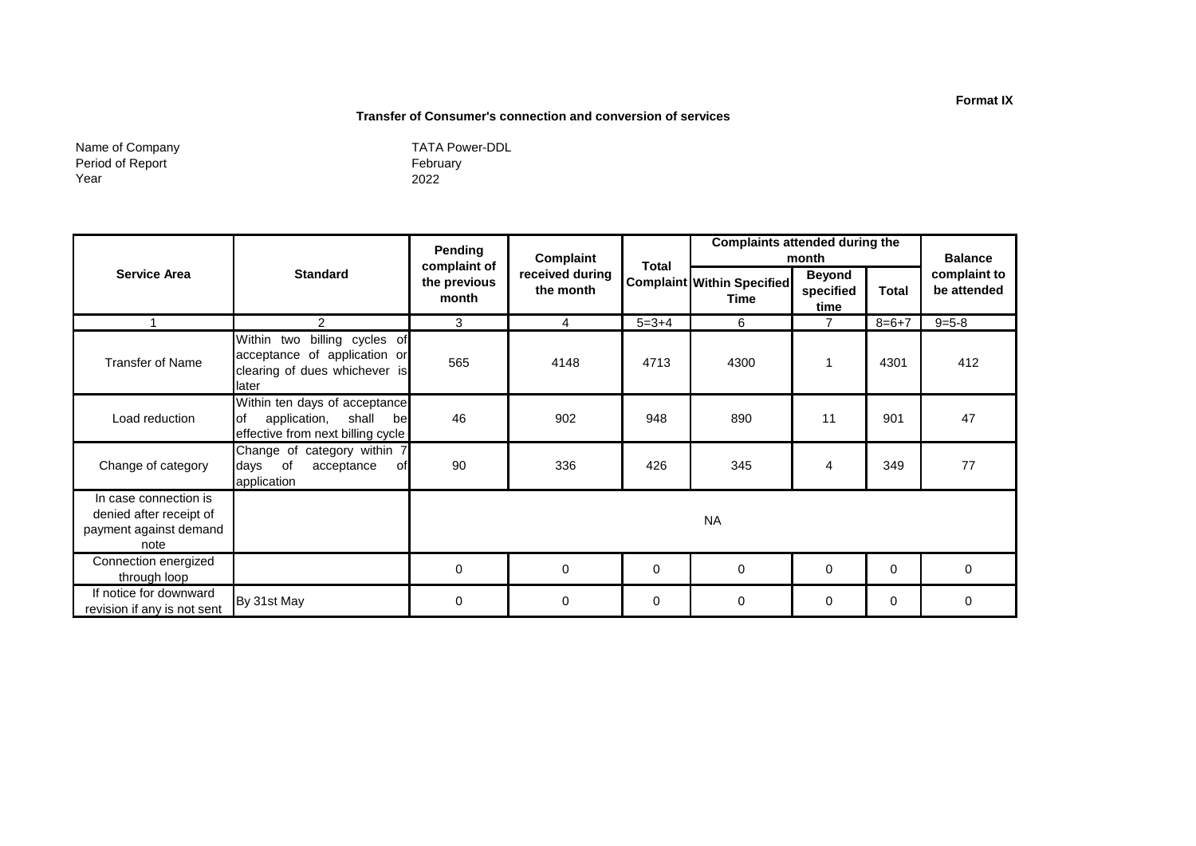**Format IX**

**Transfer of Consumer's connection and conversion of services**

Name of Company TATA Power-DDL
Period of Report February
Year 2022

| Service Area | Standard | Pending complaint of the previous month | Complaint received during the month | Total Complaint | Complaints attended during the month | | | Balance complaint to be attended |
|---|---|---|---|---|---|---|---|---|
| | | | | | Within Specified Time | Beyond specified time | Total | |
| 1 | 2 | 3 | 4 | 5=3+4 | 6 | 7 | 8=6+7 | 9=5-8 |
| Transfer of Name | Within two billing cycles of acceptance of application or clearing of dues whichever is later | 565 | 4148 | 4713 | 4300 | 1 | 4301 | 412 |
| Load reduction | Within ten days of acceptance of application, shall be effective from next billing cycle | 46 | 902 | 948 | 890 | 11 | 901 | 47 |
| Change of category | Change of category within 7 days of acceptance of application | 90 | 336 | 426 | 345 | 4 | 349 | 77 |
| In case connection is denied after receipt of payment against demand note | | NA | | | | | | |
| Connection energized through loop | | 0 | 0 | 0 | 0 | 0 | 0 | 0 |
| If notice for downward revision if any is not sent | By 31st May | 0 | 0 | 0 | 0 | 0 | 0 | 0 |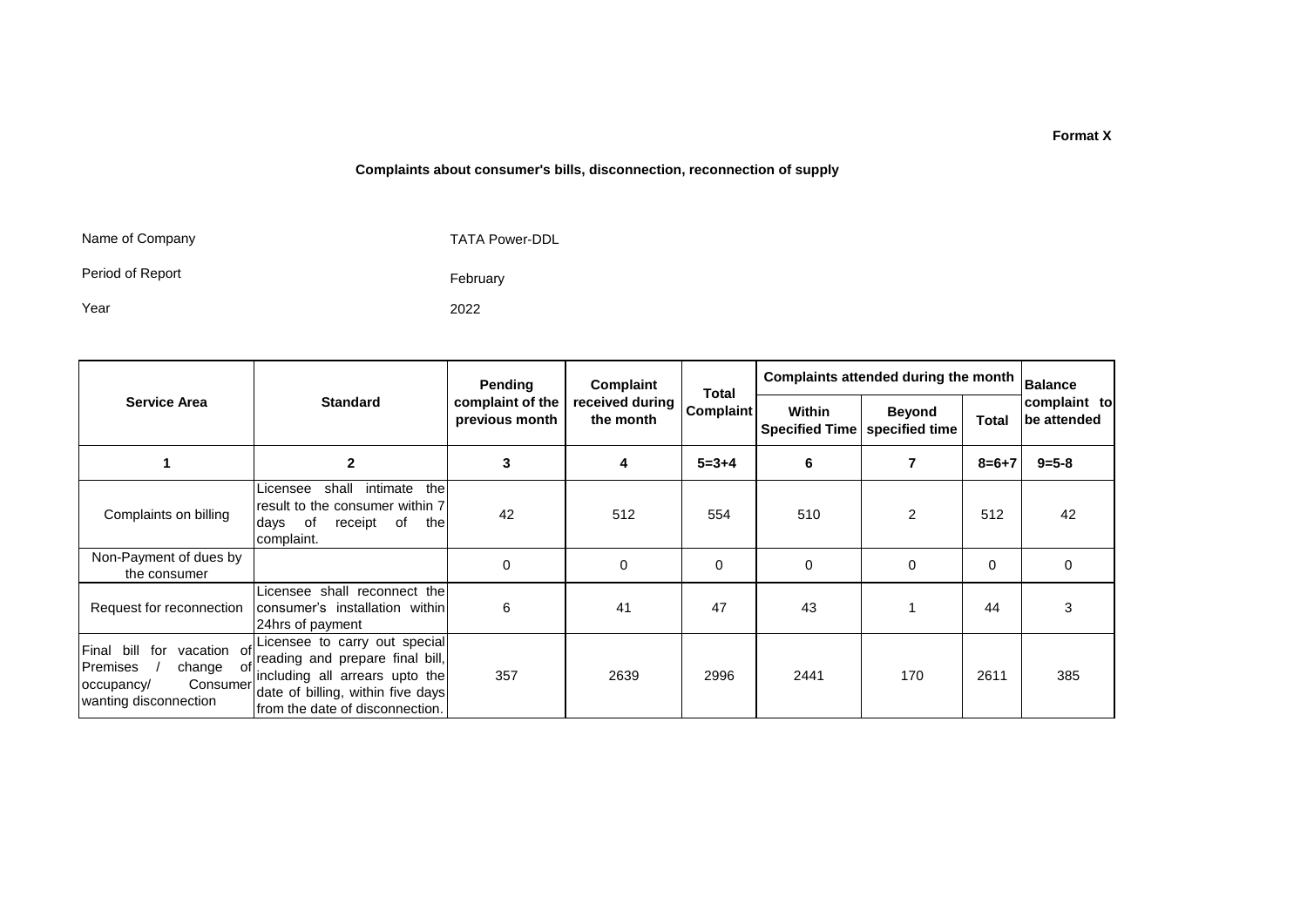Format X

**Complaints about consumer's bills, disconnection, reconnection of supply**

Name of Company: TATA Power-DDL

Period of Report: February

Year: 2022

| Service Area | Standard | Pending complaint of the previous month | Complaint received during the month | Total Complaint | Complaints attended during the month | | | Balance complaint to be attended |
|---|---|---|---|---|---|---|---|---|
| | | | | | Within Specified Time | Beyond specified time | Total | |
| 1 | 2 | 3 | 4 | 5=3+4 | 6 | 7 | 8=6+7 | 9=5-8 |
| Complaints on billing | Licensee shall intimate the result to the consumer within 7 days of receipt of the complaint. | 42 | 512 | 554 | 510 | 2 | 512 | 42 |
| Non-Payment of dues by the consumer | | 0 | 0 | 0 | 0 | 0 | 0 | 0 |
| Request for reconnection | Licensee shall reconnect the consumer's installation within 24hrs of payment | 6 | 41 | 47 | 43 | 1 | 44 | 3 |
| Final bill for vacation of Premises / change of occupancy/ Consumer wanting disconnection | Licensee to carry out special reading and prepare final bill, including all arrears upto the date of billing, within five days from the date of disconnection. | 357 | 2639 | 2996 | 2441 | 170 | 2611 | 385 |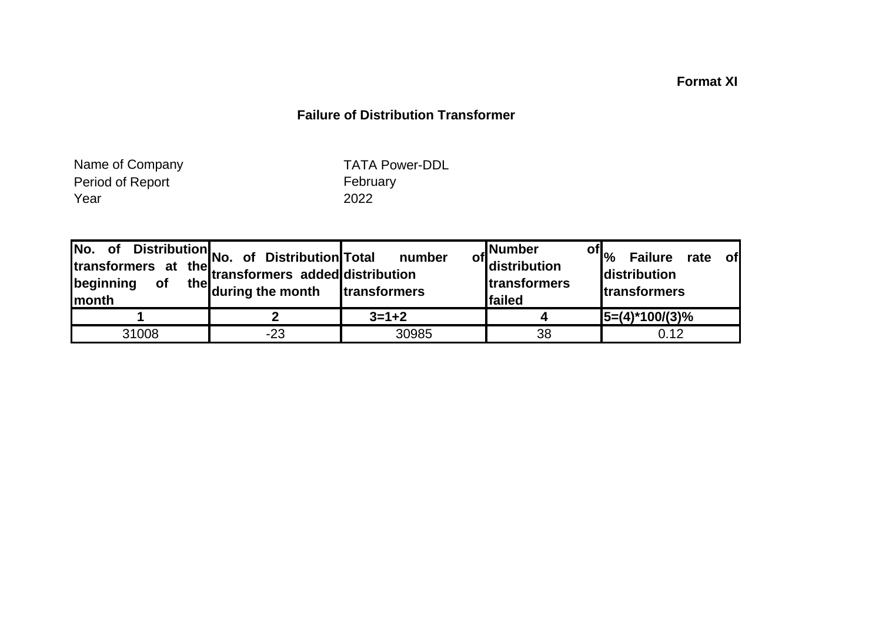**Format XI**

# Failure of Distribution Transformer

Name of Company TATA Power-DDL
Period of Report February
Year 2022

| No. of Distribution transformers at the beginning of the month | No. of Distribution transformers added during the month | Total number of distribution transformers | Number of distribution transformers failed | % Failure rate of distribution transformers |
|---|---|---|---|---|
| 1 | 2 | 3=1+2 | 4 | 5=(4)*100/(3)% |
| 31008 | -23 | 30985 | 38 | 0.12 |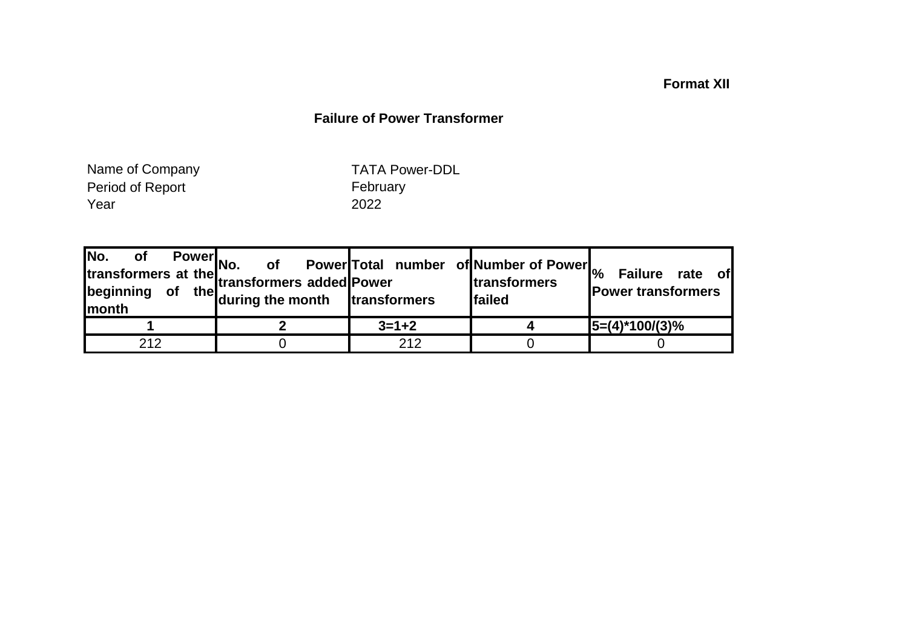**Format XII**

## Failure of Power Transformer

Name of Company TATA Power-DDL
Period of Report February
Year 2022

| No. of Power transformers at the beginning of the month | No. of Power transformers added during the month | Total number of Power transformers | Number of Power transformers failed | % Failure rate of Power transformers |
|---|---|---|---|---|
| 1 | 2 | 3=1+2 | 4 | 5=(4)*100/(3)% |
| 212 | 0 | 212 | 0 | 0 |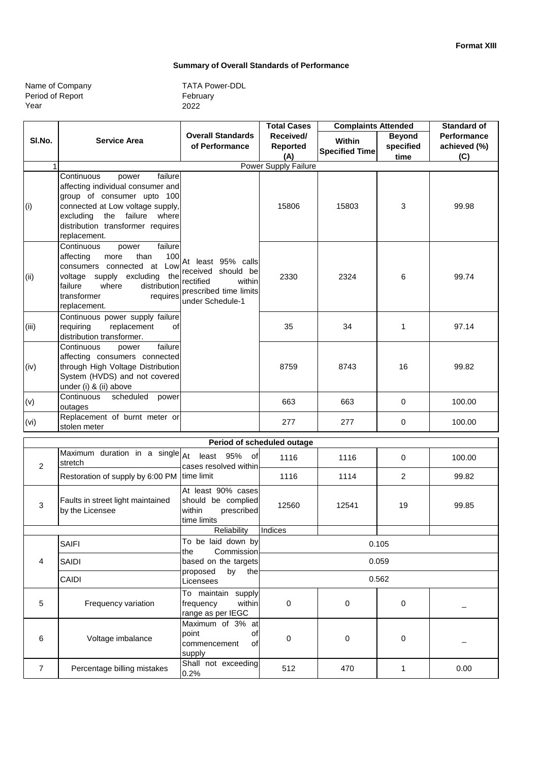**Format XIII**

## Summary of Overall Standards of Performance

| | |
|---|---|
| Name of Company | TATA Power-DDL |
| Period of Report | February |
| Year | 2022 |

| Sl.No. | Service Area | Overall Standards of Performance | Total Cases Received/ Reported (A) | Complaints Attended | | Standard of Performance achieved (%) (C) |
|---|---|---|---|---|---|---|
| | | | | Within Specified Time | Beyond specified time | |
| 1 | Power Supply Failure | | | | | |
| (i) | Continuous power failure affecting individual consumer and group of consumer upto 100 connected at Low voltage supply, excluding the failure where distribution transformer requires replacement. | At least 95% calls received should be rectified within prescribed time limits under Schedule-1 | 15806 | 15803 | 3 | 99.98 |
| (ii) | Continuous power failure affecting more than 100 consumers connected at Low voltage supply excluding the failure where distribution transformer requires replacement. | | 2330 | 2324 | 6 | 99.74 |
| (iii) | Continuous power supply failure requiring replacement of distribution transformer. | | 35 | 34 | 1 | 97.14 |
| (iv) | Continuous power failure affecting consumers connected through High Voltage Distribution System (HVDS) and not covered under (i) & (ii) above | | 8759 | 8743 | 16 | 99.82 |
| (v) | Continuous scheduled power outages | | 663 | 663 | 0 | 100.00 |
| (vi) | Replacement of burnt meter or stolen meter | | 277 | 277 | 0 | 100.00 |
| | Period of scheduled outage | | | | | |
| 2 | Maximum duration in a single stretch | At least 95% of cases resolved within time limit | 1116 | 1116 | 0 | 100.00 |
| | Restoration of supply by 6:00 PM | | 1116 | 1114 | 2 | 99.82 |
| 3 | Faults in street light maintained by the Licensee | At least 90% cases should be complied within prescribed time limits | 12560 | 12541 | 19 | 99.85 |
| | | Reliability | Indices | | | |
| 4 | SAIFI | To be laid down by the Commission based on the targets proposed by the Licensees | 0.105 | | | |
| | SAIDI | | 0.059 | | | |
| | CAIDI | | 0.562 | | | |
| 5 | Frequency variation | To maintain supply frequency within range as per IEGC | 0 | 0 | 0 | _ |
| 6 | Voltage imbalance | Maximum of 3% at point of commencement of supply | 0 | 0 | 0 | _ |
| 7 | Percentage billing mistakes | Shall not exceeding 0.2% | 512 | 470 | 1 | 0.00 |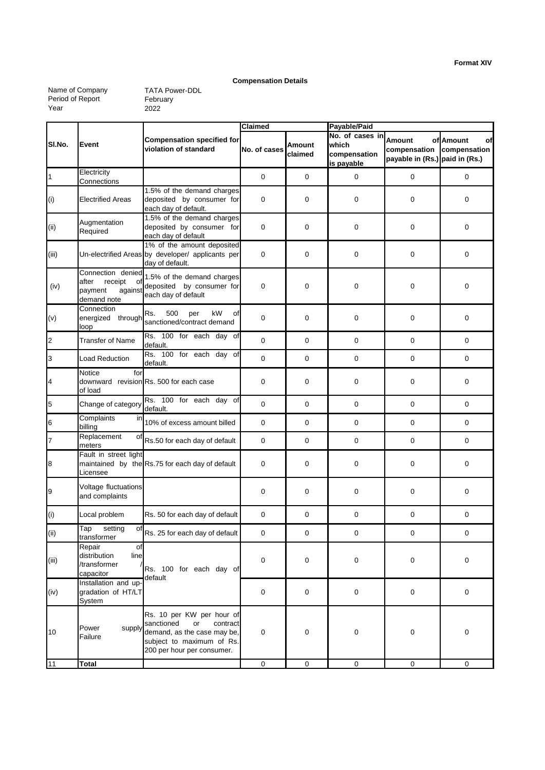**Format XIV**

**Compensation Details**

Name of Company TATA Power-DDL
Period of Report February
Year 2022

| Sl.No. | Event | Compensation specified for violation of standard | Claimed | | Payable/Paid | | |
|---|---|---|---|---|---|---|---|
| | | | No. of cases | Amount claimed | No. of cases in which compensation is payable | Amount of compensation payable in (Rs.) | Amount of compensation paid in (Rs.) |
| 1 | Electricity Connections | | 0 | 0 | 0 | 0 | 0 |
| (i) | Electrified Areas | 1.5% of the demand charges deposited by consumer for each day of default. | 0 | 0 | 0 | 0 | 0 |
| (ii) | Augmentation Required | 1.5% of the demand charges deposited by consumer for each day of default | 0 | 0 | 0 | 0 | 0 |
| (iii) | Un-electrified Areas | 1% of the amount deposited by developer/ applicants per day of default. | 0 | 0 | 0 | 0 | 0 |
| (iv) | Connection denied after receipt of payment against demand note | 1.5% of the demand charges deposited by consumer for each day of default | 0 | 0 | 0 | 0 | 0 |
| (v) | Connection energized through loop | Rs. 500 per kW of sanctioned/contract demand | 0 | 0 | 0 | 0 | 0 |
| 2 | Transfer of Name | Rs. 100 for each day of default. | 0 | 0 | 0 | 0 | 0 |
| 3 | Load Reduction | Rs. 100 for each day of default. | 0 | 0 | 0 | 0 | 0 |
| 4 | Notice for downward revision of load | Rs. 500 for each case | 0 | 0 | 0 | 0 | 0 |
| 5 | Change of category | Rs. 100 for each day of default. | 0 | 0 | 0 | 0 | 0 |
| 6 | Complaints in billing | 10% of excess amount billed | 0 | 0 | 0 | 0 | 0 |
| 7 | Replacement of meters | Rs.50 for each day of default | 0 | 0 | 0 | 0 | 0 |
| 8 | Fault in street light maintained by the Licensee | Rs.75 for each day of default | 0 | 0 | 0 | 0 | 0 |
| 9 | Voltage fluctuations and complaints | | 0 | 0 | 0 | 0 | 0 |
| (i) | Local problem | Rs. 50 for each day of default | 0 | 0 | 0 | 0 | 0 |
| (ii) | Tap setting of transformer | Rs. 25 for each day of default | 0 | 0 | 0 | 0 | 0 |
| (iii) | Repair of distribution line /transformer / capacitor | Rs. 100 for each day of default | 0 | 0 | 0 | 0 | 0 |
| (iv) | Installation and up-gradation of HT/LT System | | 0 | 0 | 0 | 0 | 0 |
| 10 | Power supply Failure | Rs. 10 per KW per hour of sanctioned or contract demand, as the case may be, subject to maximum of Rs. 200 per hour per consumer. | 0 | 0 | 0 | 0 | 0 |
| 11 | **Total** | | 0 | 0 | 0 | 0 | 0 |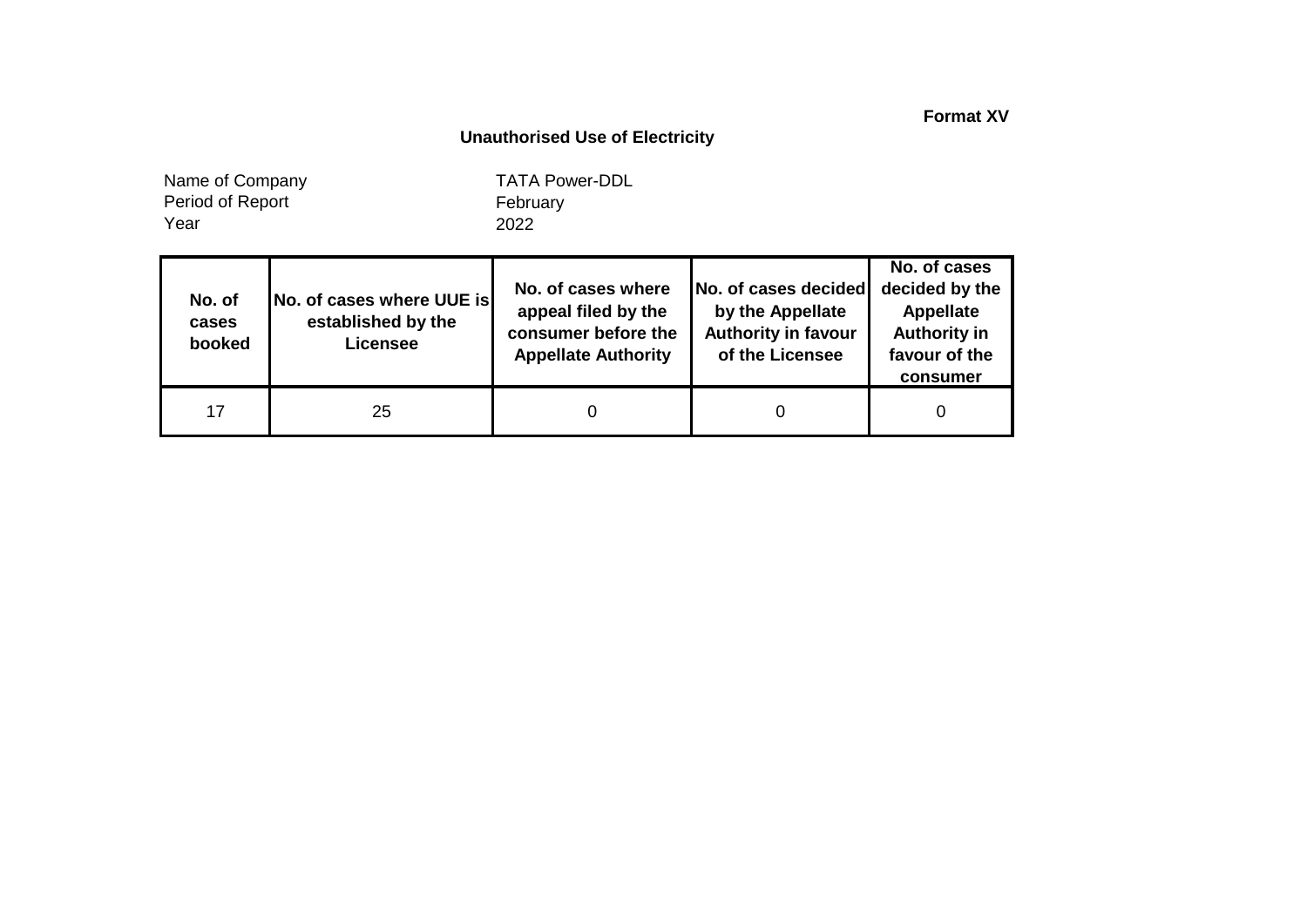**Format XV**

## Unauthorised Use of Electricity

Name of Company TATA Power-DDL
Period of Report February
Year 2022

| No. of cases booked | No. of cases where UUE is established by the Licensee | No. of cases where appeal filed by the consumer before the Appellate Authority | No. of cases decided by the Appellate Authority in favour of the Licensee | No. of cases decided by the Appellate Authority in favour of the consumer |
|---|---|---|---|---|
| 17 | 25 | 0 | 0 | 0 |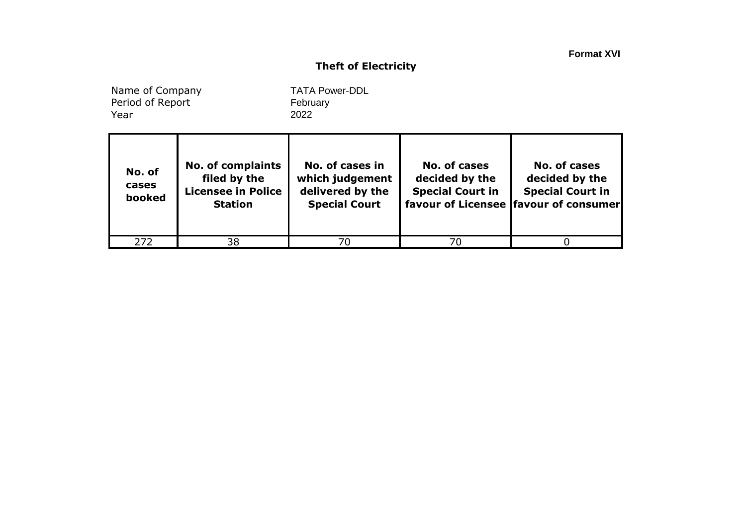**Format XVI**

# Theft of Electricity

Name of Company TATA Power-DDL
Period of Report February
Year 2022

| No. of cases booked | No. of complaints filed by the Licensee in Police Station | No. of cases in which judgement delivered by the Special Court | No. of cases decided by the Special Court in favour of Licensee | No. of cases decided by the Special Court in favour of consumer |
|---|---|---|---|---|
| 272 | 38 | 70 | 70 | 0 |